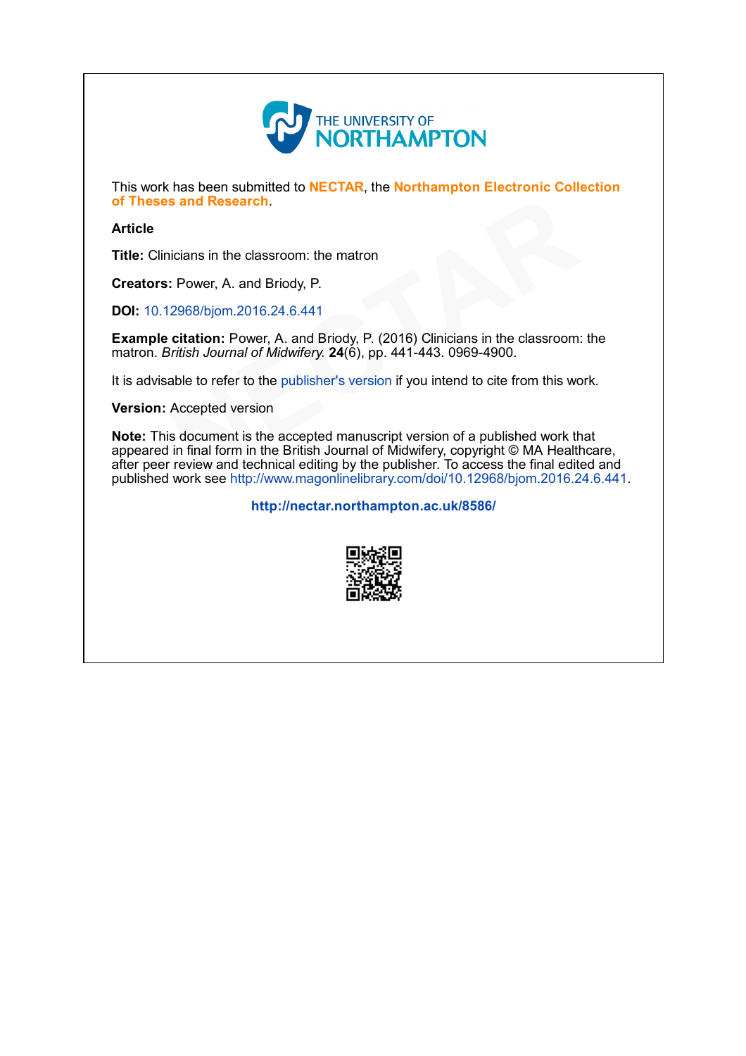THE UNIVERSITY OF NORTHAMPTON

This work has been submitted to **NECTAR**, the **Northampton Electronic Collection of Theses and Research**.

**Article**

**Title:** Clinicians in the classroom: the matron

**Creators:** Power, A. and Briody, P.

**DOI:** 10.12968/bjom.2016.24.6.441

**Example citation:** Power, A. and Briody, P. (2016) Clinicians in the classroom: the matron. *British Journal of Midwifery.* **24**(6), pp. 441-443. 0969-4900.

It is advisable to refer to the publisher's version if you intend to cite from this work.

**Version:** Accepted version

**Note:** This document is the accepted manuscript version of a published work that appeared in final form in the British Journal of Midwifery, copyright © MA Healthcare, after peer review and technical editing by the publisher. To access the final edited and published work see http://www.magonlinelibrary.com/doi/10.12968/bjom.2016.24.6.441.

**http://nectar.northampton.ac.uk/8586/**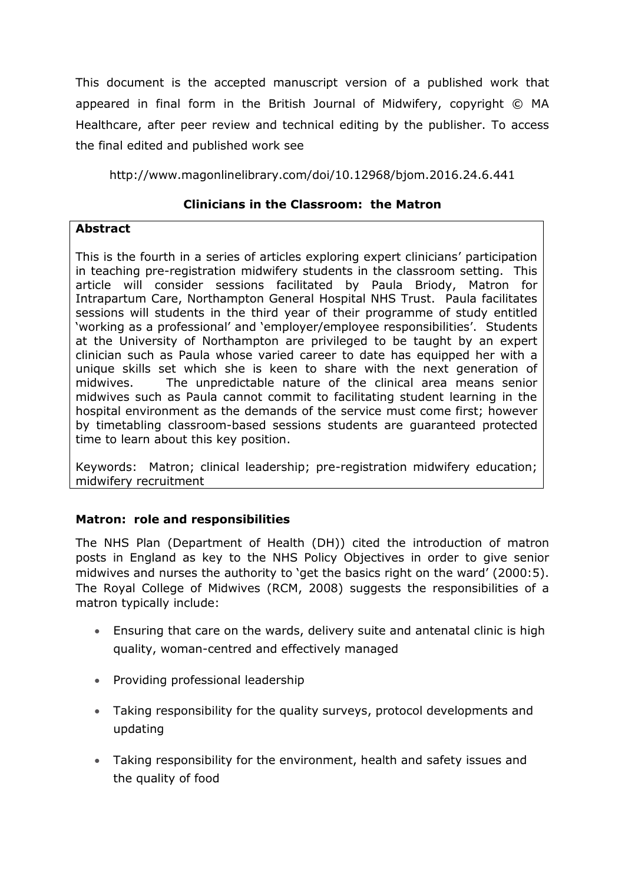This document is the accepted manuscript version of a published work that appeared in final form in the British Journal of Midwifery, copyright © MA Healthcare, after peer review and technical editing by the publisher. To access the final edited and published work see

http://www.magonlinelibrary.com/doi/10.12968/bjom.2016.24.6.441

## Clinicians in the Classroom: the Matron

**Abstract**

This is the fourth in a series of articles exploring expert clinicians' participation in teaching pre-registration midwifery students in the classroom setting. This article will consider sessions facilitated by Paula Briody, Matron for Intrapartum Care, Northampton General Hospital NHS Trust. Paula facilitates sessions will students in the third year of their programme of study entitled 'working as a professional' and 'employer/employee responsibilities'. Students at the University of Northampton are privileged to be taught by an expert clinician such as Paula whose varied career to date has equipped her with a unique skills set which she is keen to share with the next generation of midwives. The unpredictable nature of the clinical area means senior midwives such as Paula cannot commit to facilitating student learning in the hospital environment as the demands of the service must come first; however by timetabling classroom-based sessions students are guaranteed protected time to learn about this key position.

Keywords: Matron; clinical leadership; pre-registration midwifery education; midwifery recruitment

### Matron: role and responsibilities

The NHS Plan (Department of Health (DH)) cited the introduction of matron posts in England as key to the NHS Policy Objectives in order to give senior midwives and nurses the authority to 'get the basics right on the ward' (2000:5). The Royal College of Midwives (RCM, 2008) suggests the responsibilities of a matron typically include:

- Ensuring that care on the wards, delivery suite and antenatal clinic is high quality, woman-centred and effectively managed
- Providing professional leadership
- Taking responsibility for the quality surveys, protocol developments and updating
- Taking responsibility for the environment, health and safety issues and the quality of food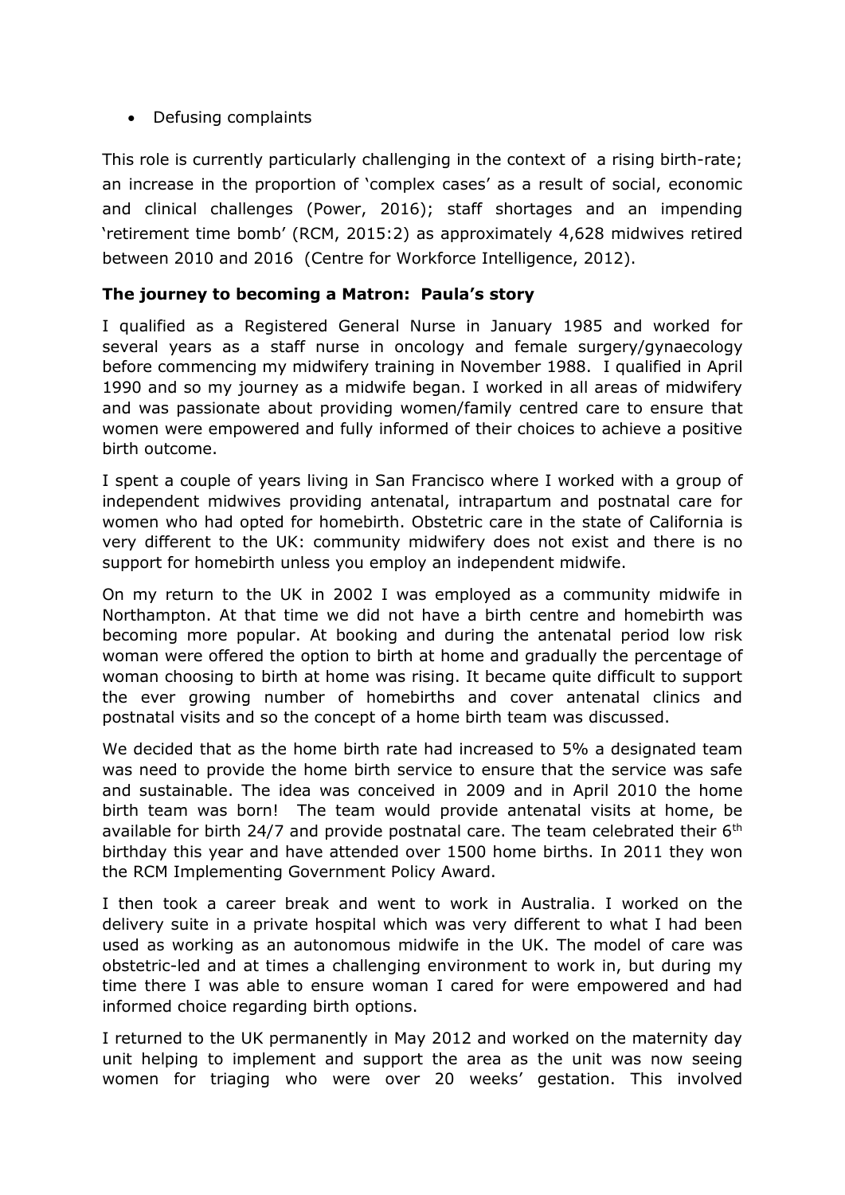- Defusing complaints

This role is currently particularly challenging in the context of a rising birth-rate; an increase in the proportion of 'complex cases' as a result of social, economic and clinical challenges (Power, 2016); staff shortages and an impending 'retirement time bomb' (RCM, 2015:2) as approximately 4,628 midwives retired between 2010 and 2016 (Centre for Workforce Intelligence, 2012).

**The journey to becoming a Matron: Paula's story**

I qualified as a Registered General Nurse in January 1985 and worked for several years as a staff nurse in oncology and female surgery/gynaecology before commencing my midwifery training in November 1988. I qualified in April 1990 and so my journey as a midwife began. I worked in all areas of midwifery and was passionate about providing women/family centred care to ensure that women were empowered and fully informed of their choices to achieve a positive birth outcome.

I spent a couple of years living in San Francisco where I worked with a group of independent midwives providing antenatal, intrapartum and postnatal care for women who had opted for homebirth. Obstetric care in the state of California is very different to the UK: community midwifery does not exist and there is no support for homebirth unless you employ an independent midwife.

On my return to the UK in 2002 I was employed as a community midwife in Northampton. At that time we did not have a birth centre and homebirth was becoming more popular. At booking and during the antenatal period low risk woman were offered the option to birth at home and gradually the percentage of woman choosing to birth at home was rising. It became quite difficult to support the ever growing number of homebirths and cover antenatal clinics and postnatal visits and so the concept of a home birth team was discussed.

We decided that as the home birth rate had increased to 5% a designated team was need to provide the home birth service to ensure that the service was safe and sustainable. The idea was conceived in 2009 and in April 2010 the home birth team was born! The team would provide antenatal visits at home, be available for birth 24/7 and provide postnatal care. The team celebrated their 6th birthday this year and have attended over 1500 home births. In 2011 they won the RCM Implementing Government Policy Award.

I then took a career break and went to work in Australia. I worked on the delivery suite in a private hospital which was very different to what I had been used as working as an autonomous midwife in the UK. The model of care was obstetric-led and at times a challenging environment to work in, but during my time there I was able to ensure woman I cared for were empowered and had informed choice regarding birth options.

I returned to the UK permanently in May 2012 and worked on the maternity day unit helping to implement and support the area as the unit was now seeing women for triaging who were over 20 weeks' gestation. This involved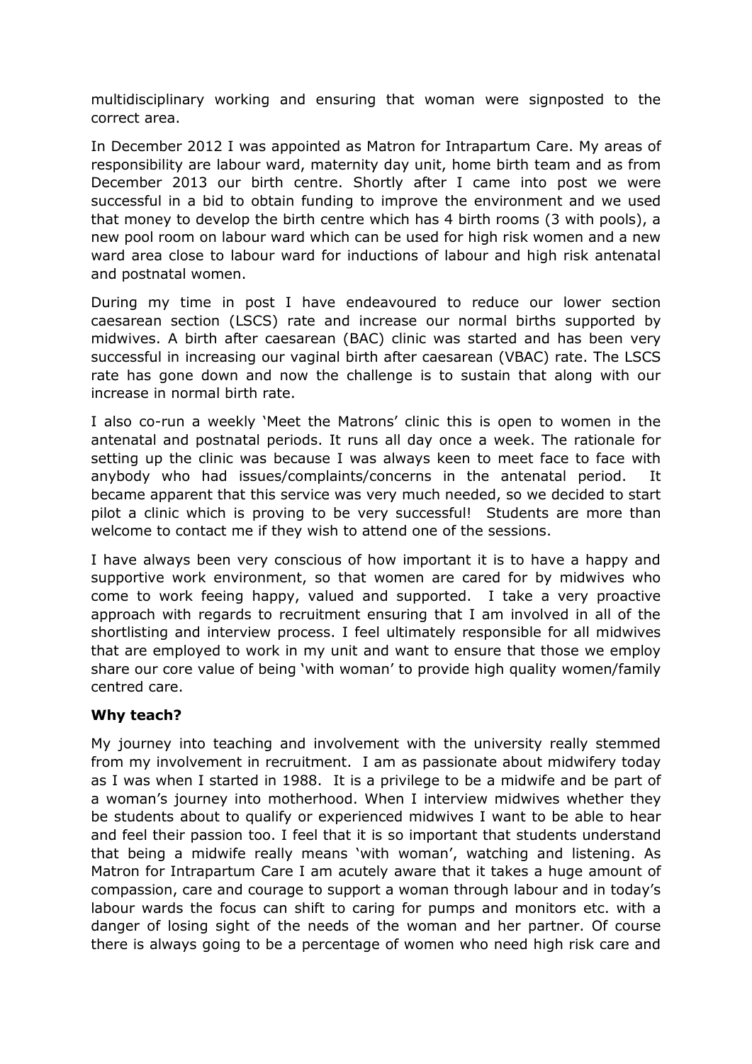multidisciplinary working and ensuring that woman were signposted to the correct area.

In December 2012 I was appointed as Matron for Intrapartum Care. My areas of responsibility are labour ward, maternity day unit, home birth team and as from December 2013 our birth centre. Shortly after I came into post we were successful in a bid to obtain funding to improve the environment and we used that money to develop the birth centre which has 4 birth rooms (3 with pools), a new pool room on labour ward which can be used for high risk women and a new ward area close to labour ward for inductions of labour and high risk antenatal and postnatal women.

During my time in post I have endeavoured to reduce our lower section caesarean section (LSCS) rate and increase our normal births supported by midwives. A birth after caesarean (BAC) clinic was started and has been very successful in increasing our vaginal birth after caesarean (VBAC) rate. The LSCS rate has gone down and now the challenge is to sustain that along with our increase in normal birth rate.

I also co-run a weekly 'Meet the Matrons' clinic this is open to women in the antenatal and postnatal periods. It runs all day once a week. The rationale for setting up the clinic was because I was always keen to meet face to face with anybody who had issues/complaints/concerns in the antenatal period. It became apparent that this service was very much needed, so we decided to start pilot a clinic which is proving to be very successful! Students are more than welcome to contact me if they wish to attend one of the sessions.

I have always been very conscious of how important it is to have a happy and supportive work environment, so that women are cared for by midwives who come to work feeing happy, valued and supported. I take a very proactive approach with regards to recruitment ensuring that I am involved in all of the shortlisting and interview process. I feel ultimately responsible for all midwives that are employed to work in my unit and want to ensure that those we employ share our core value of being 'with woman' to provide high quality women/family centred care.

**Why teach?**

My journey into teaching and involvement with the university really stemmed from my involvement in recruitment. I am as passionate about midwifery today as I was when I started in 1988. It is a privilege to be a midwife and be part of a woman's journey into motherhood. When I interview midwives whether they be students about to qualify or experienced midwives I want to be able to hear and feel their passion too. I feel that it is so important that students understand that being a midwife really means 'with woman', watching and listening. As Matron for Intrapartum Care I am acutely aware that it takes a huge amount of compassion, care and courage to support a woman through labour and in today's labour wards the focus can shift to caring for pumps and monitors etc. with a danger of losing sight of the needs of the woman and her partner. Of course there is always going to be a percentage of women who need high risk care and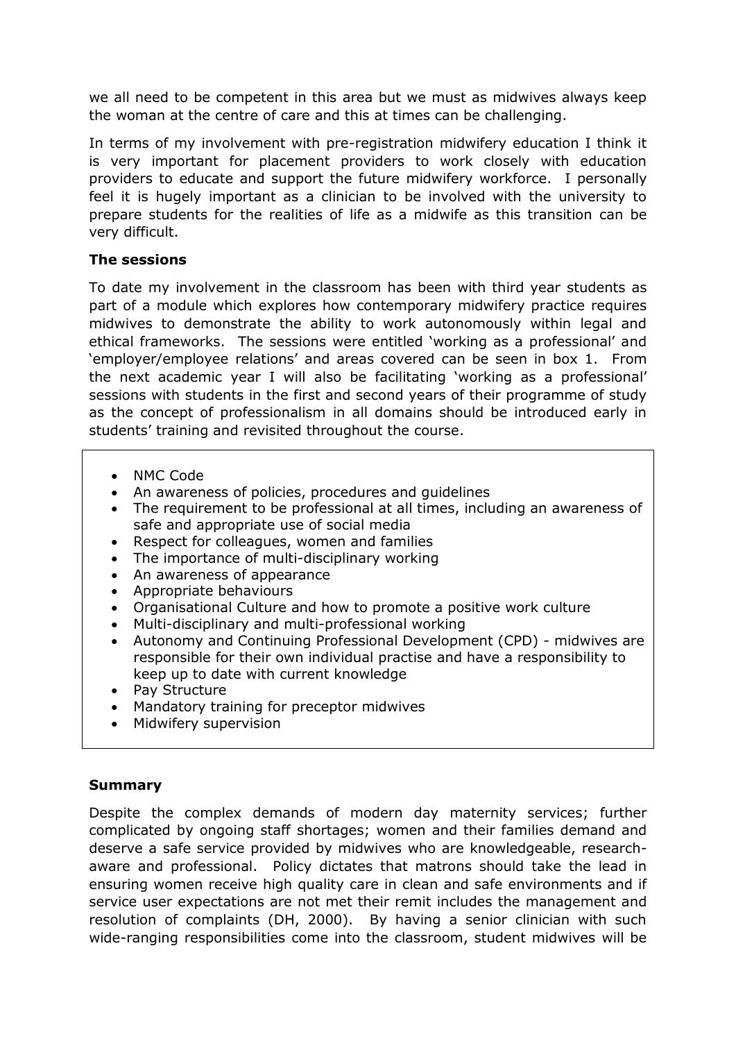we all need to be competent in this area but we must as midwives always keep the woman at the centre of care and this at times can be challenging.

In terms of my involvement with pre-registration midwifery education I think it is very important for placement providers to work closely with education providers to educate and support the future midwifery workforce. I personally feel it is hugely important as a clinician to be involved with the university to prepare students for the realities of life as a midwife as this transition can be very difficult.

**The sessions**

To date my involvement in the classroom has been with third year students as part of a module which explores how contemporary midwifery practice requires midwives to demonstrate the ability to work autonomously within legal and ethical frameworks. The sessions were entitled 'working as a professional' and 'employer/employee relations' and areas covered can be seen in box 1. From the next academic year I will also be facilitating 'working as a professional' sessions with students in the first and second years of their programme of study as the concept of professionalism in all domains should be introduced early in students' training and revisited throughout the course.

- NMC Code
- An awareness of policies, procedures and guidelines
- The requirement to be professional at all times, including an awareness of safe and appropriate use of social media
- Respect for colleagues, women and families
- The importance of multi-disciplinary working
- An awareness of appearance
- Appropriate behaviours
- Organisational Culture and how to promote a positive work culture
- Multi-disciplinary and multi-professional working
- Autonomy and Continuing Professional Development (CPD) - midwives are responsible for their own individual practise and have a responsibility to keep up to date with current knowledge
- Pay Structure
- Mandatory training for preceptor midwives
- Midwifery supervision

**Summary**

Despite the complex demands of modern day maternity services; further complicated by ongoing staff shortages; women and their families demand and deserve a safe service provided by midwives who are knowledgeable, research-aware and professional. Policy dictates that matrons should take the lead in ensuring women receive high quality care in clean and safe environments and if service user expectations are not met their remit includes the management and resolution of complaints (DH, 2000). By having a senior clinician with such wide-ranging responsibilities come into the classroom, student midwives will be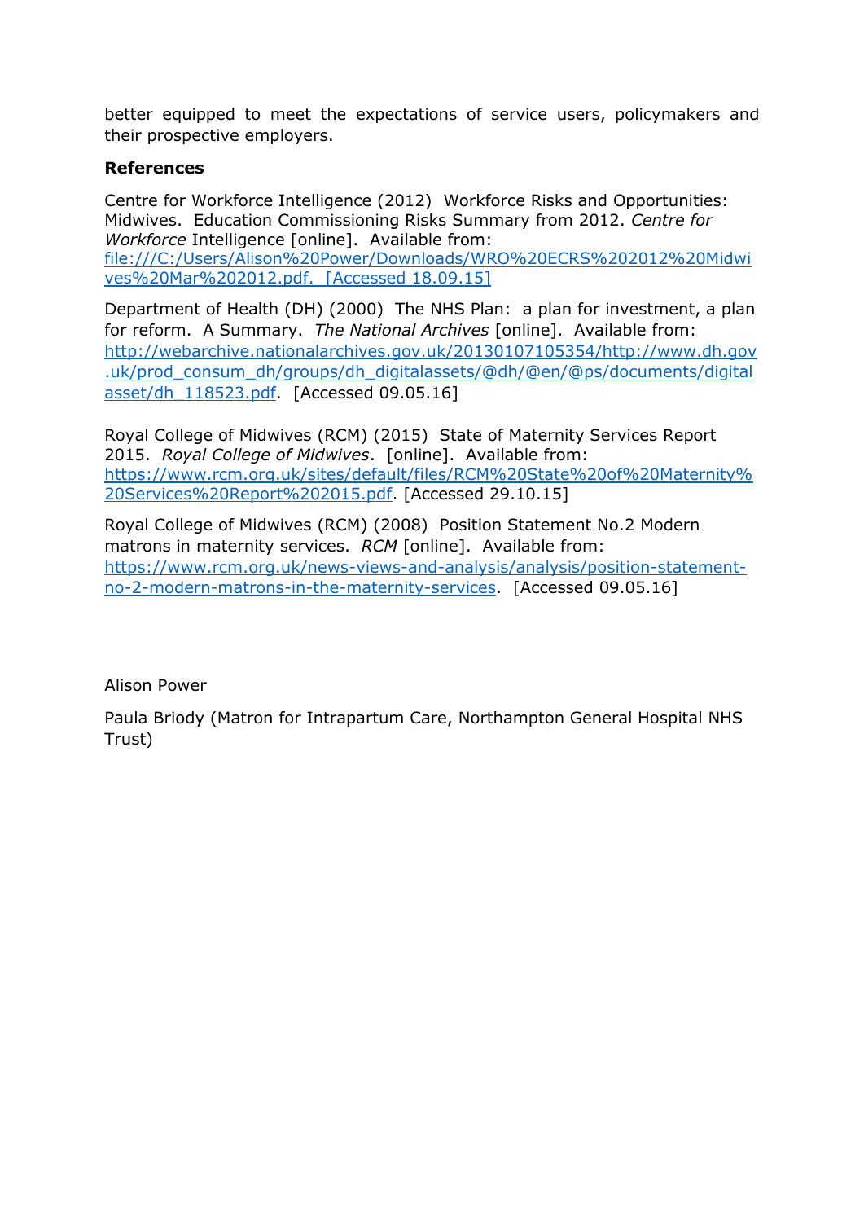better equipped to meet the expectations of service users, policymakers and their prospective employers.

**References**

Centre for Workforce Intelligence (2012) Workforce Risks and Opportunities: Midwives. Education Commissioning Risks Summary from 2012. *Centre for Workforce* Intelligence [online]. Available from: [file:///C:/Users/Alison%20Power/Downloads/WRO%20ECRS%202012%20Midwives%20Mar%202012.pdf. [Accessed 18.09.15]](file:///C:/Users/Alison%20Power/Downloads/WRO%20ECRS%202012%20Midwives%20Mar%202012.pdf)

Department of Health (DH) (2000) The NHS Plan: a plan for investment, a plan for reform. A Summary. *The National Archives* [online]. Available from: [http://webarchive.nationalarchives.gov.uk/20130107105354/http://www.dh.gov.uk/prod_consum_dh/groups/dh_digitalassets/@dh/@en/@ps/documents/digitalasset/dh_118523.pdf](http://webarchive.nationalarchives.gov.uk/20130107105354/http://www.dh.gov.uk/prod_consum_dh/groups/dh_digitalassets/@dh/@en/@ps/documents/digitalasset/dh_118523.pdf). [Accessed 09.05.16]

Royal College of Midwives (RCM) (2015) State of Maternity Services Report 2015. *Royal College of Midwives*. [online]. Available from: [https://www.rcm.org.uk/sites/default/files/RCM%20State%20of%20Maternity%20Services%20Report%202015.pdf](https://www.rcm.org.uk/sites/default/files/RCM%20State%20of%20Maternity%20Services%20Report%202015.pdf). [Accessed 29.10.15]

Royal College of Midwives (RCM) (2008) Position Statement No.2 Modern matrons in maternity services. *RCM* [online]. Available from: [https://www.rcm.org.uk/news-views-and-analysis/analysis/position-statement-no-2-modern-matrons-in-the-maternity-services](https://www.rcm.org.uk/news-views-and-analysis/analysis/position-statement-no-2-modern-matrons-in-the-maternity-services). [Accessed 09.05.16]

Alison Power

Paula Briody (Matron for Intrapartum Care, Northampton General Hospital NHS Trust)